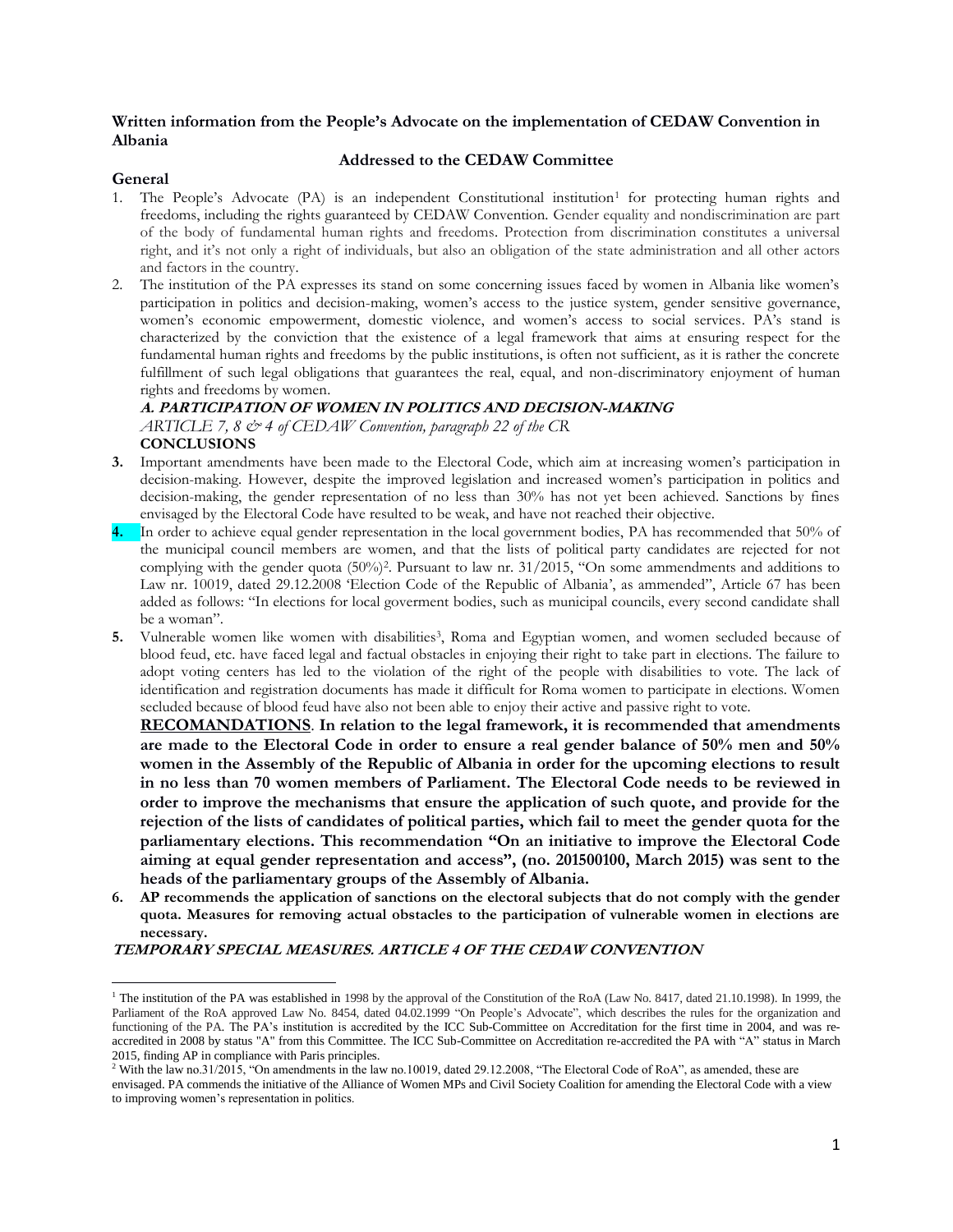**Written information from the People's Advocate on the implementation of CEDAW Convention in Albania**

**Addressed to the CEDAW Committee**

**General**

1. The People's Advocate (PA) is an independent Constitutional institution[1] for protecting human rights and freedoms, including the rights guaranteed by CEDAW Convention. Gender equality and nondiscrimination are part of the body of fundamental human rights and freedoms. Protection from discrimination constitutes a universal right, and it's not only a right of individuals, but also an obligation of the state administration and all other actors and factors in the country.
2. The institution of the PA expresses its stand on some concerning issues faced by women in Albania like women's participation in politics and decision-making, women's access to the justice system, gender sensitive governance, women's economic empowerment, domestic violence, and women's access to social services. PA's stand is characterized by the conviction that the existence of a legal framework that aims at ensuring respect for the fundamental human rights and freedoms by the public institutions, is often not sufficient, as it is rather the concrete fulfillment of such legal obligations that guarantees the real, equal, and non-discriminatory enjoyment of human rights and freedoms by women.

***A. PARTICIPATION OF WOMEN IN POLITICS AND DECISION-MAKING***

*ARTICLE 7, 8 & 4 of CEDAW Convention, paragraph 22 of the CR*

**CONCLUSIONS**

3. Important amendments have been made to the Electoral Code, which aim at increasing women's participation in decision-making. However, despite the improved legislation and increased women's participation in politics and decision-making, the gender representation of no less than 30% has not yet been achieved. Sanctions by fines envisaged by the Electoral Code have resulted to be weak, and have not reached their objective.
4. In order to achieve equal gender representation in the local government bodies, PA has recommended that 50% of the municipal council members are women, and that the lists of political party candidates are rejected for not complying with the gender quota (50%)[2]. Pursuant to law nr. 31/2015, "On some ammendments and additions to Law nr. 10019, dated 29.12.2008 'Election Code of the Republic of Albania', as ammended", Article 67 has been added as follows: "In elections for local goverment bodies, such as municipal councils, every second candidate shall be a woman".
5. Vulnerable women like women with disabilities[3], Roma and Egyptian women, and women secluded because of blood feud, etc. have faced legal and factual obstacles in enjoying their right to take part in elections. The failure to adopt voting centers has led to the violation of the right of the people with disabilities to vote. The lack of identification and registration documents has made it difficult for Roma women to participate in elections. Women secluded because of blood feud have also not been able to enjoy their active and passive right to vote.

   **<u>RECOMANDATIONS</u>. In relation to the legal framework, it is recommended that amendments are made to the Electoral Code in order to ensure a real gender balance of 50% men and 50% women in the Assembly of the Republic of Albania in order for the upcoming elections to result in no less than 70 women members of Parliament. The Electoral Code needs to be reviewed in order to improve the mechanisms that ensure the application of such quote, and provide for the rejection of the lists of candidates of political parties, which fail to meet the gender quota for the parliamentary elections. This recommendation "On an initiative to improve the Electoral Code aiming at equal gender representation and access", (no. 201500100, March 2015) was sent to the heads of the parliamentary groups of the Assembly of Albania.**

6. **AP recommends the application of sanctions on the electoral subjects that do not comply with the gender quota. Measures for removing actual obstacles to the participation of vulnerable women in elections are necessary.**

***TEMPORARY SPECIAL MEASURES. ARTICLE 4 OF THE CEDAW CONVENTION***

---

[1] The institution of the PA was established in 1998 by the approval of the Constitution of the RoA (Law No. 8417, dated 21.10.1998). In 1999, the Parliament of the RoA approved Law No. 8454, dated 04.02.1999 "On People's Advocate", which describes the rules for the organization and functioning of the PA. The PA's institution is accredited by the ICC Sub-Committee on Accreditation for the first time in 2004, and was re-accredited in 2008 by status "A" from this Committee. The ICC Sub-Committee on Accreditation re-accredited the PA with "A" status in March 2015, finding AP in compliance with Paris principles.

[2] With the law no.31/2015, "On amendments in the law no.10019, dated 29.12.2008, "The Electoral Code of RoA", as amended, these are envisaged. PA commends the initiative of the Alliance of Women MPs and Civil Society Coalition for amending the Electoral Code with a view to improving women's representation in politics.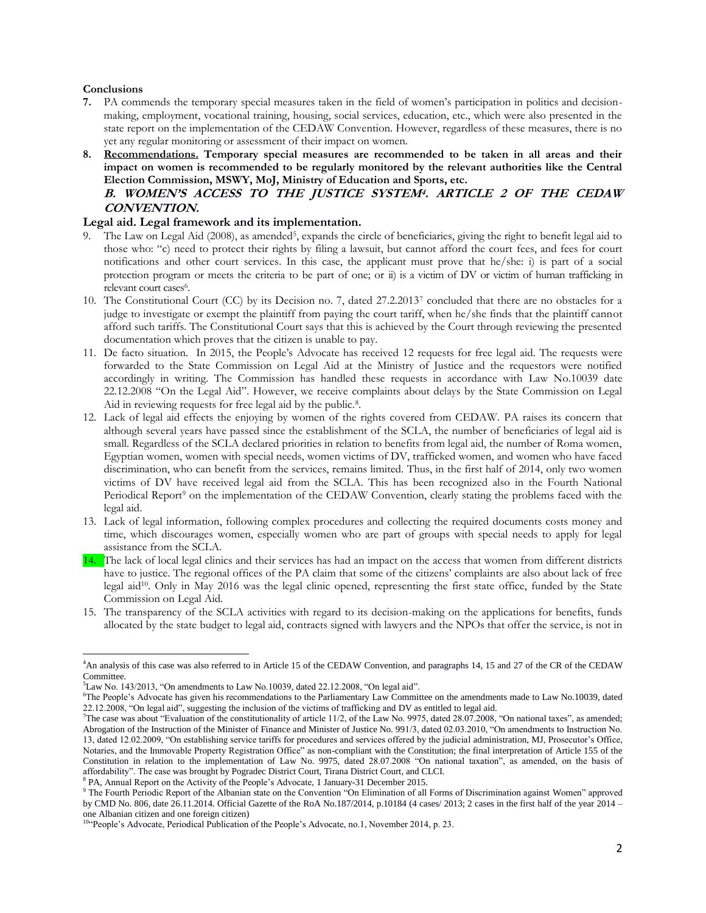**Conclusions**

**7.** PA commends the temporary special measures taken in the field of women's participation in politics and decision-making, employment, vocational training, housing, social services, education, etc., which were also presented in the state report on the implementation of the CEDAW Convention. However, regardless of these measures, there is no yet any regular monitoring or assessment of their impact on women.

**8.** **Recommendations. Temporary special measures are recommended to be taken in all areas and their impact on women is recommended to be regularly monitored by the relevant authorities like the Central Election Commission, MSWY, MoJ, Ministry of Education and Sports, etc.**

## *B. WOMEN'S ACCESS TO THE JUSTICE SYSTEM[4]. ARTICLE 2 OF THE CEDAW CONVENTION.*

**Legal aid. Legal framework and its implementation.**

9. The Law on Legal Aid (2008), as amended[5], expands the circle of beneficiaries, giving the right to benefit legal aid to those who: "c) need to protect their rights by filing a lawsuit, but cannot afford the court fees, and fees for court notifications and other court services. In this case, the applicant must prove that he/she: i) is part of a social protection program or meets the criteria to be part of one; or ii) is a victim of DV or victim of human trafficking in relevant court cases[6].

10. The Constitutional Court (CC) by its Decision no. 7, dated 27.2.2013[7] concluded that there are no obstacles for a judge to investigate or exempt the plaintiff from paying the court tariff, when he/she finds that the plaintiff cannot afford such tariffs. The Constitutional Court says that this is achieved by the Court through reviewing the presented documentation which proves that the citizen is unable to pay.

11. De facto situation. In 2015, the People's Advocate has received 12 requests for free legal aid. The requests were forwarded to the State Commission on Legal Aid at the Ministry of Justice and the requestors were notified accordingly in writing. The Commission has handled these requests in accordance with Law No.10039 date 22.12.2008 "On the Legal Aid". However, we receive complaints about delays by the State Commission on Legal Aid in reviewing requests for free legal aid by the public.[8].

12. Lack of legal aid effects the enjoying by women of the rights covered from CEDAW. PA raises its concern that although several years have passed since the establishment of the SCLA, the number of beneficiaries of legal aid is small. Regardless of the SCLA declared priorities in relation to benefits from legal aid, the number of Roma women, Egyptian women, women with special needs, women victims of DV, trafficked women, and women who have faced discrimination, who can benefit from the services, remains limited. Thus, in the first half of 2014, only two women victims of DV have received legal aid from the SCLA. This has been recognized also in the Fourth National Periodical Report[9] on the implementation of the CEDAW Convention, clearly stating the problems faced with the legal aid.

13. Lack of legal information, following complex procedures and collecting the required documents costs money and time, which discourages women, especially women who are part of groups with special needs to apply for legal assistance from the SCLA.

14. The lack of local legal clinics and their services has had an impact on the access that women from different districts have to justice. The regional offices of the PA claim that some of the citizens' complaints are also about lack of free legal aid[10]. Only in May 2016 was the legal clinic opened, representing the first state office, funded by the State Commission on Legal Aid.

15. The transparency of the SCLA activities with regard to its decision-making on the applications for benefits, funds allocated by the state budget to legal aid, contracts signed with lawyers and the NPOs that offer the service, is not in

---

[4]An analysis of this case was also referred to in Article 15 of the CEDAW Convention, and paragraphs 14, 15 and 27 of the CR of the CEDAW Committee.

[5]Law No. 143/2013, "On amendments to Law No.10039, dated 22.12.2008, "On legal aid".

[6]The People's Advocate has given his recommendations to the Parliamentary Law Committee on the amendments made to Law No.10039, dated 22.12.2008, "On legal aid", suggesting the inclusion of the victims of trafficking and DV as entitled to legal aid.

[7]The case was about "Evaluation of the constitutionality of article 11/2, of the Law No. 9975, dated 28.07.2008, "On national taxes", as amended; Abrogation of the Instruction of the Minister of Finance and Minister of Justice No. 991/3, dated 02.03.2010, "On amendments to Instruction No. 13, dated 12.02.2009, "On establishing service tariffs for procedures and services offered by the judicial administration, MJ, Prosecutor's Office, Notaries, and the Immovable Property Registration Office" as non-compliant with the Constitution; the final interpretation of Article 155 of the Constitution in relation to the implementation of Law No. 9975, dated 28.07.2008 "On national taxation", as amended, on the basis of affordability". The case was brought by Pogradec District Court, Tirana District Court, and CLCI.

[8] PA, Annual Report on the Activity of the People's Advocate, 1 January-31 December 2015.

[9] The Fourth Periodic Report of the Albanian state on the Convention "On Elimination of all Forms of Discrimination against Women" approved by CMD No. 806, date 26.11.2014. Official Gazette of the RoA No.187/2014, p.10184 (4 cases/ 2013; 2 cases in the first half of the year 2014 – one Albanian citizen and one foreign citizen)

[10]"People's Advocate, Periodical Publication of the People's Advocate, no.1, November 2014, p. 23.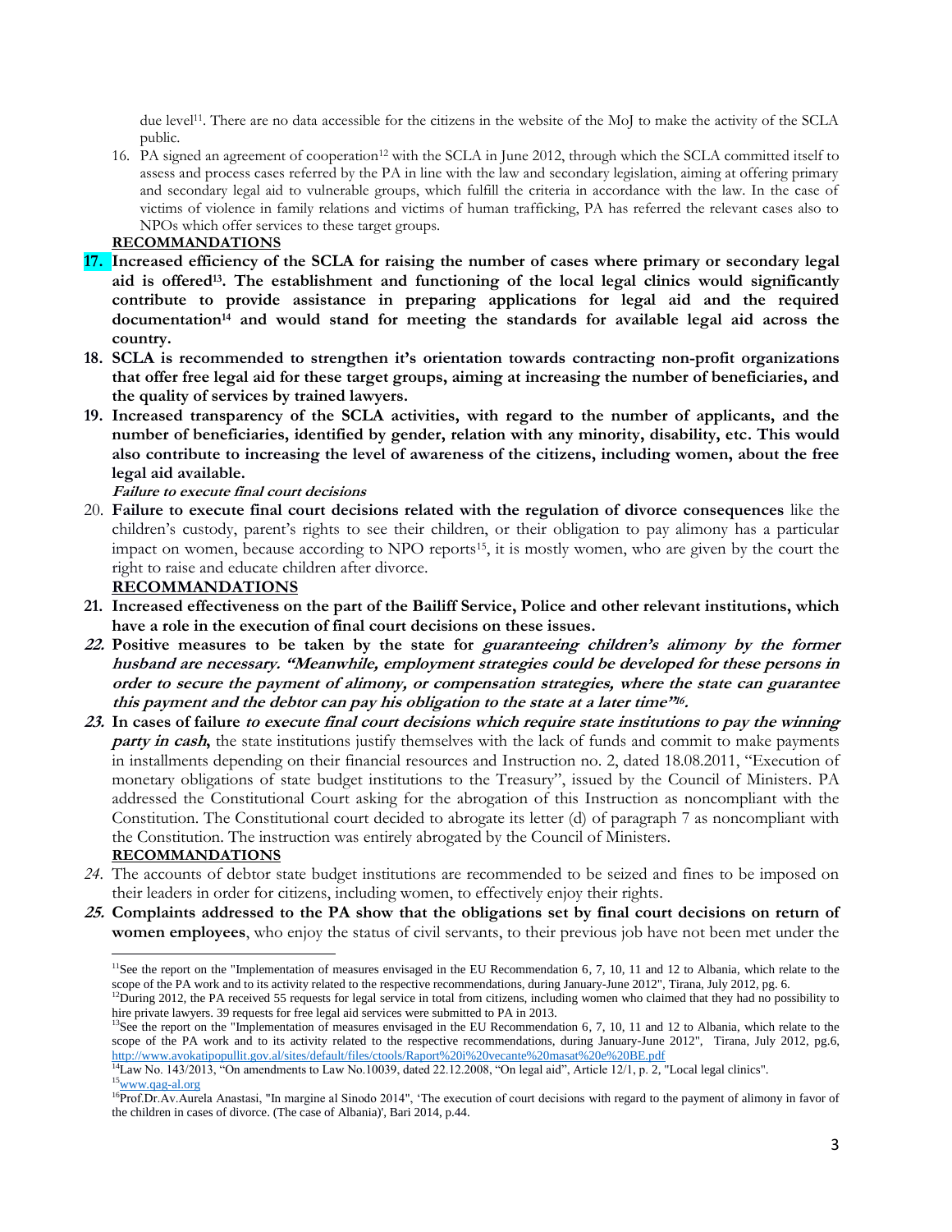due level[11]. There are no data accessible for the citizens in the website of the MoJ to make the activity of the SCLA public.

16. PA signed an agreement of cooperation[12] with the SCLA in June 2012, through which the SCLA committed itself to assess and process cases referred by the PA in line with the law and secondary legislation, aiming at offering primary and secondary legal aid to vulnerable groups, which fulfill the criteria in accordance with the law. In the case of victims of violence in family relations and victims of human trafficking, PA has referred the relevant cases also to NPOs which offer services to these target groups.

**RECOMMANDATIONS**

17. **Increased efficiency of the SCLA for raising the number of cases where primary or secondary legal aid is offered[13]. The establishment and functioning of the local legal clinics would significantly contribute to provide assistance in preparing applications for legal aid and the required documentation[14] and would stand for meeting the standards for available legal aid across the country.**
18. **SCLA is recommended to strengthen it's orientation towards contracting non-profit organizations that offer free legal aid for these target groups, aiming at increasing the number of beneficiaries, and the quality of services by trained lawyers.**
19. **Increased transparency of the SCLA activities, with regard to the number of applicants, and the number of beneficiaries, identified by gender, relation with any minority, disability, etc. This would also contribute to increasing the level of awareness of the citizens, including women, about the free legal aid available.**

***Failure to execute final court decisions***

20. **Failure to execute final court decisions related with the regulation of divorce consequences** like the children's custody, parent's rights to see their children, or their obligation to pay alimony has a particular impact on women, because according to NPO reports[15], it is mostly women, who are given by the court the right to raise and educate children after divorce.

**RECOMMANDATIONS**

21. **Increased effectiveness on the part of the Bailiff Service, Police and other relevant institutions, which have a role in the execution of final court decisions on these issues.**
22. **Positive measures to be taken by the state for *guaranteeing children's alimony by the former husband are necessary. "Meanwhile, employment strategies could be developed for these persons in order to secure the payment of alimony, or compensation strategies, where the state can guarantee this payment and the debtor can pay his obligation to the state at a later time"*[16].**
23. **In cases of failure *to execute final court decisions which require state institutions to pay the winning party in cash*,** the state institutions justify themselves with the lack of funds and commit to make payments in installments depending on their financial resources and Instruction no. 2, dated 18.08.2011, "Execution of monetary obligations of state budget institutions to the Treasury", issued by the Council of Ministers. PA addressed the Constitutional Court asking for the abrogation of this Instruction as noncompliant with the Constitution. The Constitutional court decided to abrogate its letter (d) of paragraph 7 as noncompliant with the Constitution. The instruction was entirely abrogated by the Council of Ministers.

**RECOMMANDATIONS**

24. The accounts of debtor state budget institutions are recommended to be seized and fines to be imposed on their leaders in order for citizens, including women, to effectively enjoy their rights.
25. **Complaints addressed to the PA show that the obligations set by final court decisions on return of women employees**, who enjoy the status of civil servants, to their previous job have not been met under the

---

[11] See the report on the "Implementation of measures envisaged in the EU Recommendation 6, 7, 10, 11 and 12 to Albania, which relate to the scope of the PA work and to its activity related to the respective recommendations, during January-June 2012", Tirana, July 2012, pg. 6.

[12] During 2012, the PA received 55 requests for legal service in total from citizens, including women who claimed that they had no possibility to hire private lawyers. 39 requests for free legal aid services were submitted to PA in 2013.

[13] See the report on the "Implementation of measures envisaged in the EU Recommendation 6, 7, 10, 11 and 12 to Albania, which relate to the scope of the PA work and to its activity related to the respective recommendations, during January-June 2012", Tirana, July 2012, pg.6, http://www.avokatipopullit.gov.al/sites/default/files/ctools/Raport%20i%20vecante%20masat%20e%20BE.pdf

[14] Law No. 143/2013, "On amendments to Law No.10039, dated 22.12.2008, "On legal aid", Article 12/1, p. 2, "Local legal clinics".

[15] www.qag-al.org

[16] Prof.Dr.Av.Aurela Anastasi, "In margine al Sinodo 2014", 'The execution of court decisions with regard to the payment of alimony in favor of the children in cases of divorce. (The case of Albania)', Bari 2014, p.44.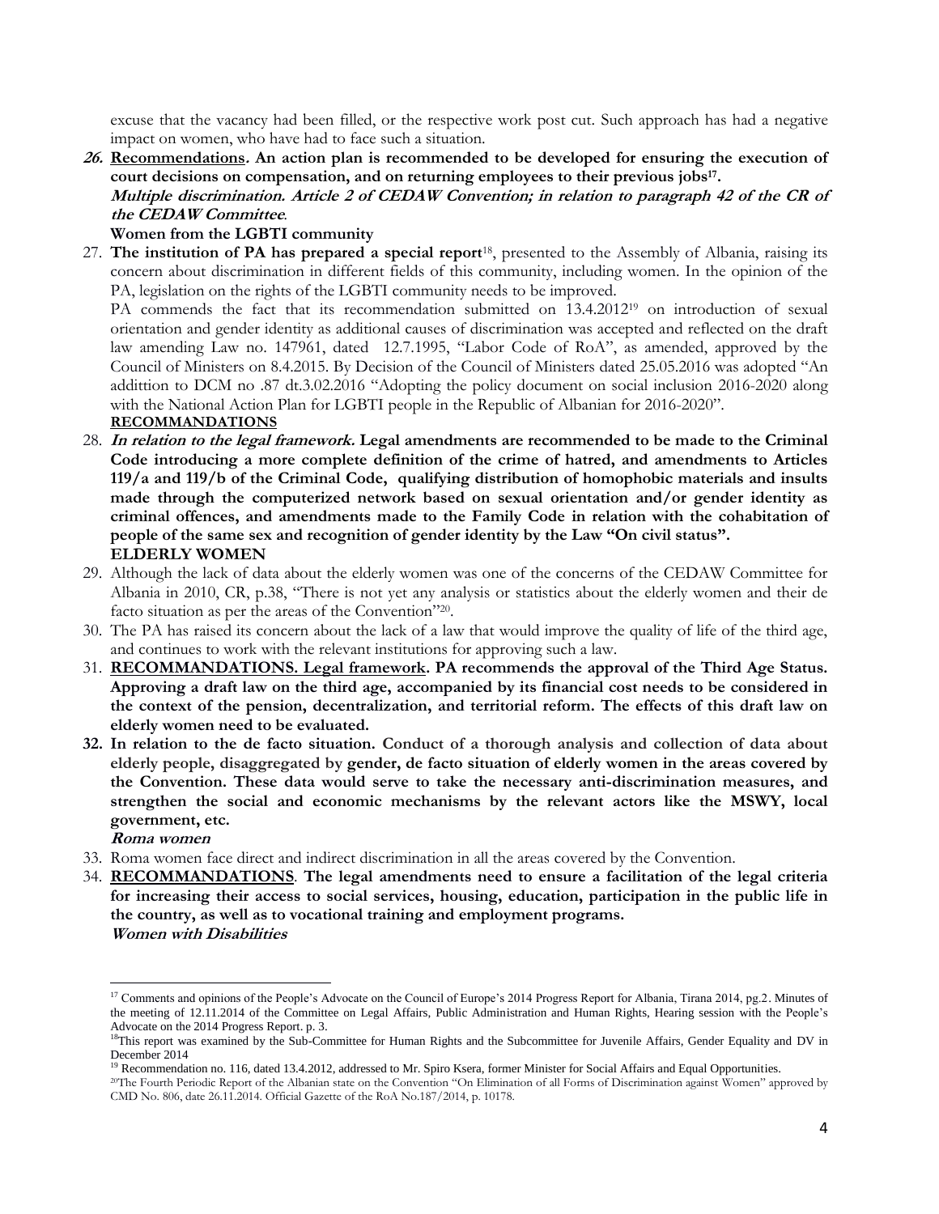excuse that the vacancy had been filled, or the respective work post cut. Such approach has had a negative impact on women, who have had to face such a situation.

26. **Recommendations. An action plan is recommended to be developed for ensuring the execution of court decisions on compensation, and on returning employees to their previous jobs**[17].

***Multiple discrimination. Article 2 of CEDAW Convention; in relation to paragraph 42 of the CR of the CEDAW Committee.***

**Women from the LGBTI community**

27. **The institution of PA has prepared a special report**[18], presented to the Assembly of Albania, raising its concern about discrimination in different fields of this community, including women. In the opinion of the PA, legislation on the rights of the LGBTI community needs to be improved.

PA commends the fact that its recommendation submitted on 13.4.2012[19] on introduction of sexual orientation and gender identity as additional causes of discrimination was accepted and reflected on the draft law amending Law no. 147961, dated 12.7.1995, "Labor Code of RoA", as amended, approved by the Council of Ministers on 8.4.2015. By Decision of the Council of Ministers dated 25.05.2016 was adopted "An addittion to DCM no .87 dt.3.02.2016 "Adopting the policy document on social inclusion 2016-2020 along with the National Action Plan for LGBTI people in the Republic of Albanian for 2016-2020".

**RECOMMANDATIONS**

28. ***In relation to the legal framework.*** **Legal amendments are recommended to be made to the Criminal Code introducing a more complete definition of the crime of hatred, and amendments to Articles 119/a and 119/b of the Criminal Code, qualifying distribution of homophobic materials and insults made through the computerized network based on sexual orientation and/or gender identity as criminal offences, and amendments made to the Family Code in relation with the cohabitation of people of the same sex and recognition of gender identity by the Law "On civil status".**

**ELDERLY WOMEN**

29. Although the lack of data about the elderly women was one of the concerns of the CEDAW Committee for Albania in 2010, CR, p.38, "There is not yet any analysis or statistics about the elderly women and their de facto situation as per the areas of the Convention"[20].
30. The PA has raised its concern about the lack of a law that would improve the quality of life of the third age, and continues to work with the relevant institutions for approving such a law.
31. **RECOMMANDATIONS. Legal framework. PA recommends the approval of the Third Age Status. Approving a draft law on the third age, accompanied by its financial cost needs to be considered in the context of the pension, decentralization, and territorial reform. The effects of this draft law on elderly women need to be evaluated.**
32. **In relation to the de facto situation. Conduct of a thorough analysis and collection of data about elderly people, disaggregated by gender, de facto situation of elderly women in the areas covered by the Convention. These data would serve to take the necessary anti-discrimination measures, and strengthen the social and economic mechanisms by the relevant actors like the MSWY, local government, etc.**

***Roma women***

33. Roma women face direct and indirect discrimination in all the areas covered by the Convention.
34. **RECOMMANDATIONS. The legal amendments need to ensure a facilitation of the legal criteria for increasing their access to social services, housing, education, participation in the public life in the country, as well as to vocational training and employment programs.**

***Women with Disabilities***

---

[17] Comments and opinions of the People's Advocate on the Council of Europe's 2014 Progress Report for Albania, Tirana 2014, pg.2. Minutes of the meeting of 12.11.2014 of the Committee on Legal Affairs, Public Administration and Human Rights, Hearing session with the People's Advocate on the 2014 Progress Report. p. 3.

[18] This report was examined by the Sub-Committee for Human Rights and the Subcommittee for Juvenile Affairs, Gender Equality and DV in December 2014

[19] Recommendation no. 116, dated 13.4.2012, addressed to Mr. Spiro Ksera, former Minister for Social Affairs and Equal Opportunities.

[20] The Fourth Periodic Report of the Albanian state on the Convention "On Elimination of all Forms of Discrimination against Women" approved by CMD No. 806, date 26.11.2014. Official Gazette of the RoA No.187/2014, p. 10178.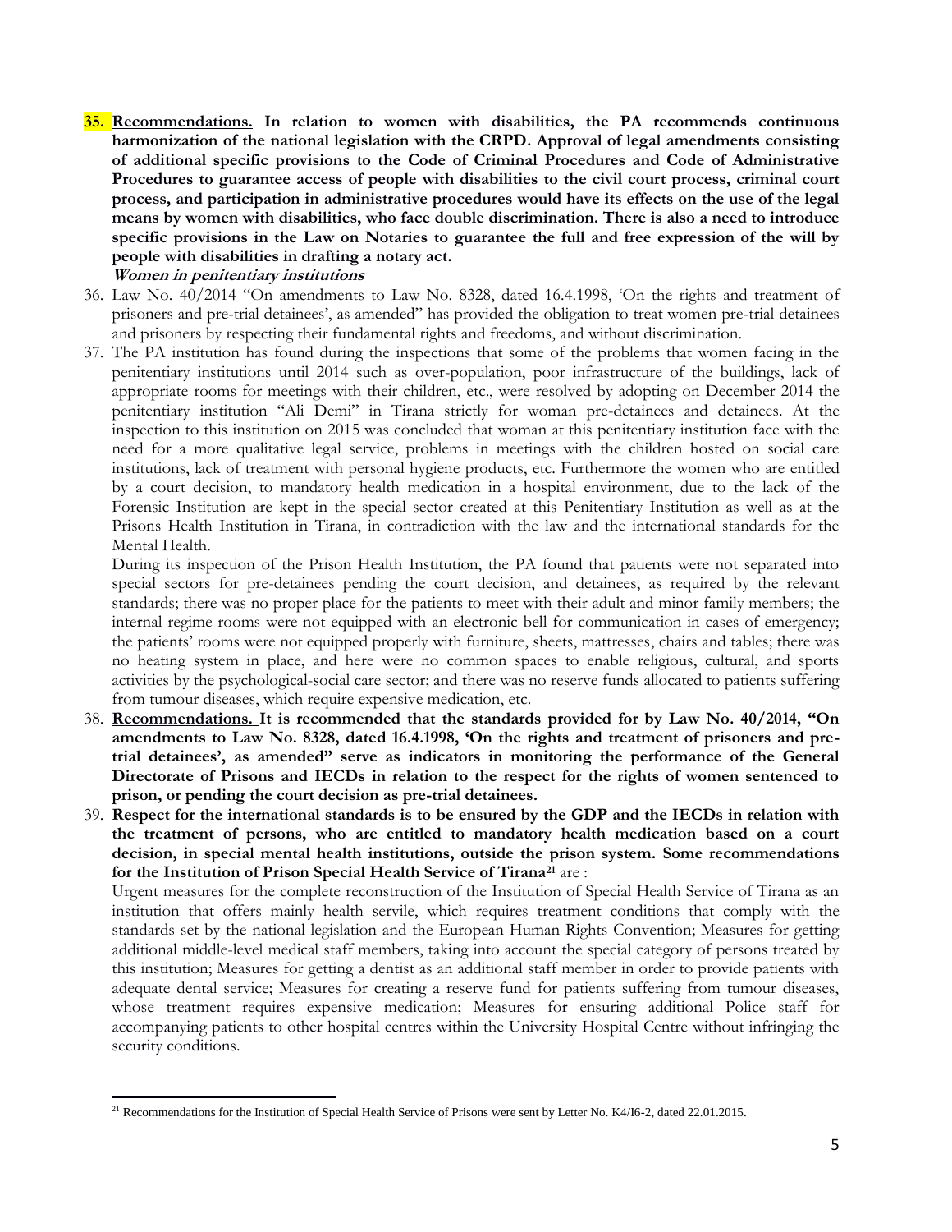**35. Recommendations. In relation to women with disabilities, the PA recommends continuous harmonization of the national legislation with the CRPD. Approval of legal amendments consisting of additional specific provisions to the Code of Criminal Procedures and Code of Administrative Procedures to guarantee access of people with disabilities to the civil court process, criminal court process, and participation in administrative procedures would have its effects on the use of the legal means by women with disabilities, who face double discrimination. There is also a need to introduce specific provisions in the Law on Notaries to guarantee the full and free expression of the will by people with disabilities in drafting a notary act.**

***Women in penitentiary institutions***

36. Law No. 40/2014 "On amendments to Law No. 8328, dated 16.4.1998, 'On the rights and treatment of prisoners and pre-trial detainees', as amended" has provided the obligation to treat women pre-trial detainees and prisoners by respecting their fundamental rights and freedoms, and without discrimination.

37. The PA institution has found during the inspections that some of the problems that women facing in the penitentiary institutions until 2014 such as over-population, poor infrastructure of the buildings, lack of appropriate rooms for meetings with their children, etc., were resolved by adopting on December 2014 the penitentiary institution "Ali Demi" in Tirana strictly for woman pre-detainees and detainees. At the inspection to this institution on 2015 was concluded that woman at this penitentiary institution face with the need for a more qualitative legal service, problems in meetings with the children hosted on social care institutions, lack of treatment with personal hygiene products, etc. Furthermore the women who are entitled by a court decision, to mandatory health medication in a hospital environment, due to the lack of the Forensic Institution are kept in the special sector created at this Penitentiary Institution as well as at the Prisons Health Institution in Tirana, in contradiction with the law and the international standards for the Mental Health.

    During its inspection of the Prison Health Institution, the PA found that patients were not separated into special sectors for pre-detainees pending the court decision, and detainees, as required by the relevant standards; there was no proper place for the patients to meet with their adult and minor family members; the internal regime rooms were not equipped with an electronic bell for communication in cases of emergency; the patients' rooms were not equipped properly with furniture, sheets, mattresses, chairs and tables; there was no heating system in place, and here were no common spaces to enable religious, cultural, and sports activities by the psychological-social care sector; and there was no reserve funds allocated to patients suffering from tumour diseases, which require expensive medication, etc.

38. **Recommendations. It is recommended that the standards provided for by Law No. 40/2014, "On amendments to Law No. 8328, dated 16.4.1998, 'On the rights and treatment of prisoners and pre-trial detainees', as amended" serve as indicators in monitoring the performance of the General Directorate of Prisons and IECDs in relation to the respect for the rights of women sentenced to prison, or pending the court decision as pre-trial detainees.**

39. **Respect for the international standards is to be ensured by the GDP and the IECDs in relation with the treatment of persons, who are entitled to mandatory health medication based on a court decision, in special mental health institutions, outside the prison system. Some recommendations for the Institution of Prison Special Health Service of Tirana[21]** are :

    Urgent measures for the complete reconstruction of the Institution of Special Health Service of Tirana as an institution that offers mainly health servile, which requires treatment conditions that comply with the standards set by the national legislation and the European Human Rights Convention; Measures for getting additional middle-level medical staff members, taking into account the special category of persons treated by this institution; Measures for getting a dentist as an additional staff member in order to provide patients with adequate dental service; Measures for creating a reserve fund for patients suffering from tumour diseases, whose treatment requires expensive medication; Measures for ensuring additional Police staff for accompanying patients to other hospital centres within the University Hospital Centre without infringing the security conditions.

[21] Recommendations for the Institution of Special Health Service of Prisons were sent by Letter No. K4/I6-2, dated 22.01.2015.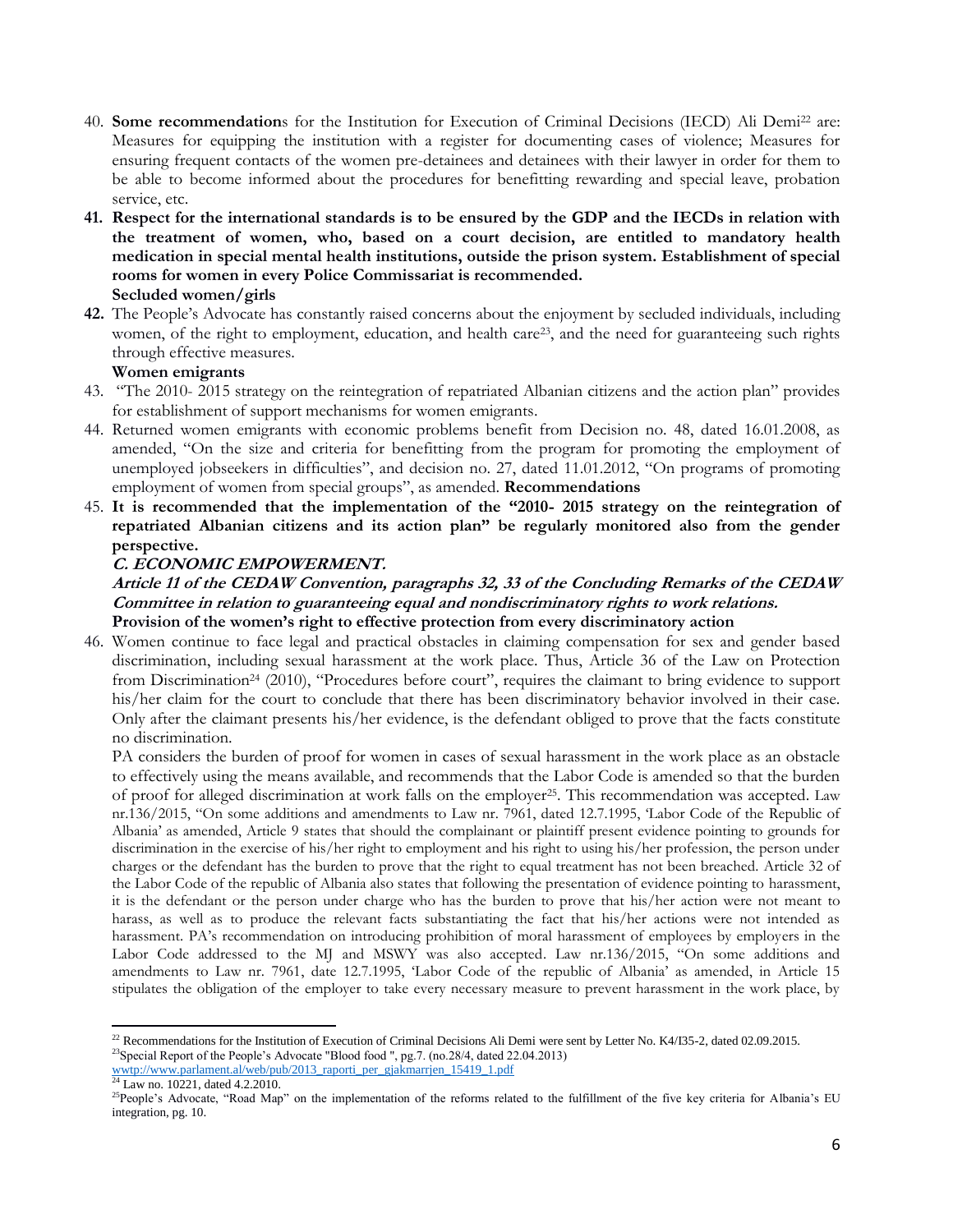40. **Some recommendation**s for the Institution for Execution of Criminal Decisions (IECD) Ali Demi[22] are: Measures for equipping the institution with a register for documenting cases of violence; Measures for ensuring frequent contacts of the women pre-detainees and detainees with their lawyer in order for them to be able to become informed about the procedures for benefitting rewarding and special leave, probation service, etc.

41. **Respect for the international standards is to be ensured by the GDP and the IECDs in relation with the treatment of women, who, based on a court decision, are entitled to mandatory health medication in special mental health institutions, outside the prison system. Establishment of special rooms for women in every Police Commissariat is recommended.**

**Secluded women/girls**

42. The People's Advocate has constantly raised concerns about the enjoyment by secluded individuals, including women, of the right to employment, education, and health care[23], and the need for guaranteeing such rights through effective measures.

**Women emigrants**

43. "The 2010- 2015 strategy on the reintegration of repatriated Albanian citizens and the action plan" provides for establishment of support mechanisms for women emigrants.

44. Returned women emigrants with economic problems benefit from Decision no. 48, dated 16.01.2008, as amended, "On the size and criteria for benefitting from the program for promoting the employment of unemployed jobseekers in difficulties", and decision no. 27, dated 11.01.2012, "On programs of promoting employment of women from special groups", as amended. **Recommendations**

45. **It is recommended that the implementation of the "2010- 2015 strategy on the reintegration of repatriated Albanian citizens and its action plan" be regularly monitored also from the gender perspective.**

## *C. ECONOMIC EMPOWERMENT.*

***Article 11 of the CEDAW Convention, paragraphs 32, 33 of the Concluding Remarks of the CEDAW Committee in relation to guaranteeing equal and nondiscriminatory rights to work relations.***

**Provision of the women's right to effective protection from every discriminatory action**

46. Women continue to face legal and practical obstacles in claiming compensation for sex and gender based discrimination, including sexual harassment at the work place. Thus, Article 36 of the Law on Protection from Discrimination[24] (2010), "Procedures before court", requires the claimant to bring evidence to support his/her claim for the court to conclude that there has been discriminatory behavior involved in their case. Only after the claimant presents his/her evidence, is the defendant obliged to prove that the facts constitute no discrimination.

PA considers the burden of proof for women in cases of sexual harassment in the work place as an obstacle to effectively using the means available, and recommends that the Labor Code is amended so that the burden of proof for alleged discrimination at work falls on the employer[25]. This recommendation was accepted. Law nr.136/2015, "On some additions and amendments to Law nr. 7961, dated 12.7.1995, 'Labor Code of the Republic of Albania' as amended, Article 9 states that should the complainant or plaintiff present evidence pointing to grounds for discrimination in the exercise of his/her right to employment and his right to using his/her profession, the person under charges or the defendant has the burden to prove that the right to equal treatment has not been breached. Article 32 of the Labor Code of the republic of Albania also states that following the presentation of evidence pointing to harassment, it is the defendant or the person under charge who has the burden to prove that his/her action were not meant to harass, as well as to produce the relevant facts substantiating the fact that his/her actions were not intended as harassment. PA's recommendation on introducing prohibition of moral harassment of employees by employers in the Labor Code addressed to the MJ and MSWY was also accepted. Law nr.136/2015, "On some additions and amendments to Law nr. 7961, date 12.7.1995, 'Labor Code of the republic of Albania' as amended, in Article 15 stipulates the obligation of the employer to take every necessary measure to prevent harassment in the work place, by

---

[22] Recommendations for the Institution of Execution of Criminal Decisions Ali Demi were sent by Letter No. K4/I35-2, dated 02.09.2015.

[23] Special Report of the People's Advocate "Blood food ", pg.7. (no.28/4, dated 22.04.2013) wwtp://www.parlament.al/web/pub/2013_raporti_per_gjakmarrjen_15419_1.pdf

[24] Law no. 10221, dated 4.2.2010.

[25] People's Advocate, "Road Map" on the implementation of the reforms related to the fulfillment of the five key criteria for Albania's EU integration, pg. 10.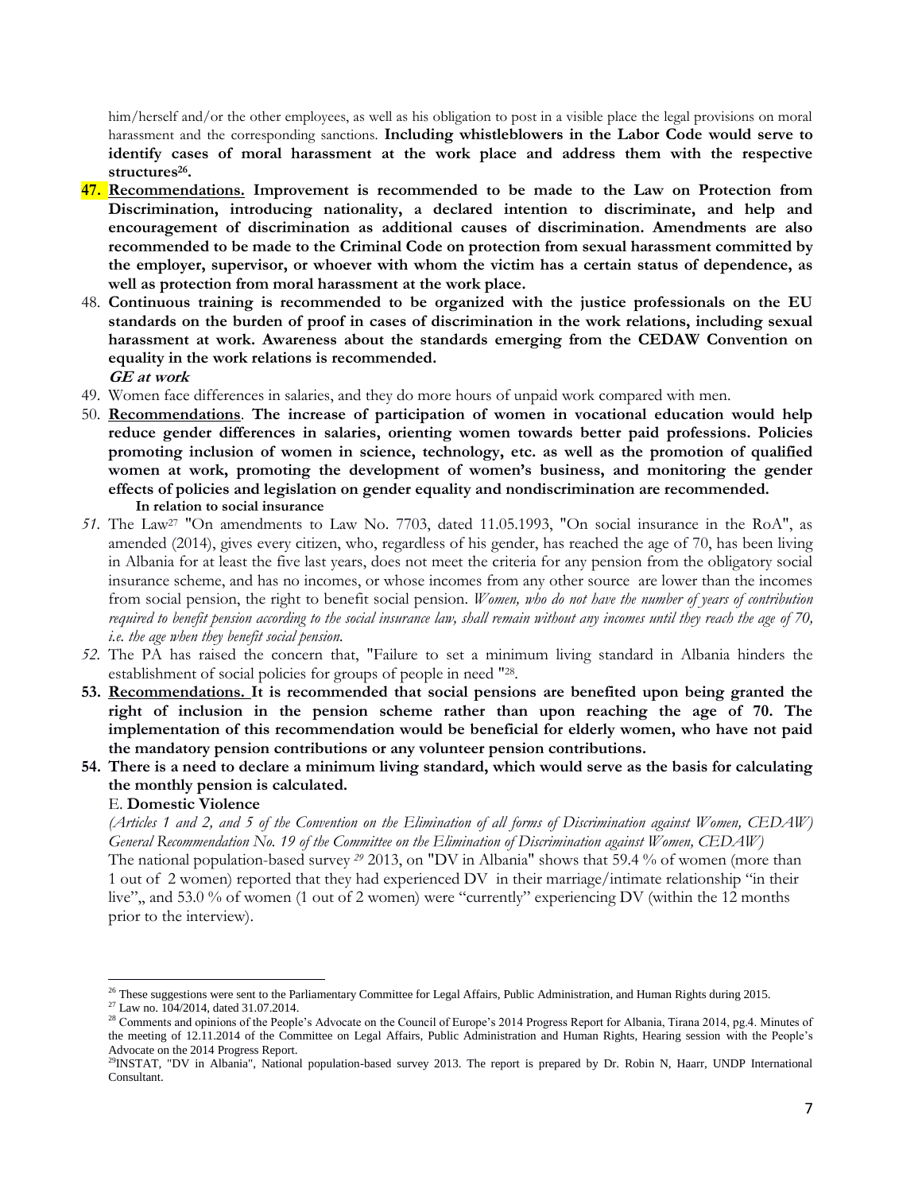him/herself and/or the other employees, as well as his obligation to post in a visible place the legal provisions on moral harassment and the corresponding sanctions. **Including whistleblowers in the Labor Code would serve to identify cases of moral harassment at the work place and address them with the respective structures[26].**

47. **Recommendations. Improvement is recommended to be made to the Law on Protection from Discrimination, introducing nationality, a declared intention to discriminate, and help and encouragement of discrimination as additional causes of discrimination. Amendments are also recommended to be made to the Criminal Code on protection from sexual harassment committed by the employer, supervisor, or whoever with whom the victim has a certain status of dependence, as well as protection from moral harassment at the work place.**
48. **Continuous training is recommended to be organized with the justice professionals on the EU standards on the burden of proof in cases of discrimination in the work relations, including sexual harassment at work. Awareness about the standards emerging from the CEDAW Convention on equality in the work relations is recommended.**

***GE at work***

49. Women face differences in salaries, and they do more hours of unpaid work compared with men.
50. **Recommendations. The increase of participation of women in vocational education would help reduce gender differences in salaries, orienting women towards better paid professions. Policies promoting inclusion of women in science, technology, etc. as well as the promotion of qualified women at work, promoting the development of women's business, and monitoring the gender effects of policies and legislation on gender equality and nondiscrimination are recommended.**

**In relation to social insurance**

51. The Law[27] "On amendments to Law No. 7703, dated 11.05.1993, "On social insurance in the RoA", as amended (2014), gives every citizen, who, regardless of his gender, has reached the age of 70, has been living in Albania for at least the five last years, does not meet the criteria for any pension from the obligatory social insurance scheme, and has no incomes, or whose incomes from any other source are lower than the incomes from social pension, the right to benefit social pension. *Women, who do not have the number of years of contribution required to benefit pension according to the social insurance law, shall remain without any incomes until they reach the age of 70, i.e. the age when they benefit social pension.*
52. The PA has raised the concern that, "Failure to set a minimum living standard in Albania hinders the establishment of social policies for groups of people in need "[28].
53. **Recommendations. It is recommended that social pensions are benefited upon being granted the right of inclusion in the pension scheme rather than upon reaching the age of 70. The implementation of this recommendation would be beneficial for elderly women, who have not paid the mandatory pension contributions or any volunteer pension contributions.**
54. **There is a need to declare a minimum living standard, which would serve as the basis for calculating the monthly pension is calculated.**

E. **Domestic Violence**

*(Articles 1 and 2, and 5 of the Convention on the Elimination of all forms of Discrimination against Women, CEDAW) General Recommendation No. 19 of the Committee on the Elimination of Discrimination against Women, CEDAW)*

The national population-based survey [29] 2013, on "DV in Albania" shows that 59.4 % of women (more than 1 out of 2 women) reported that they had experienced DV in their marriage/intimate relationship "in their live",, and 53.0 % of women (1 out of 2 women) were "currently" experiencing DV (within the 12 months prior to the interview).

---

[26] These suggestions were sent to the Parliamentary Committee for Legal Affairs, Public Administration, and Human Rights during 2015.

[27] Law no. 104/2014, dated 31.07.2014.

[28] Comments and opinions of the People's Advocate on the Council of Europe's 2014 Progress Report for Albania, Tirana 2014, pg.4. Minutes of the meeting of 12.11.2014 of the Committee on Legal Affairs, Public Administration and Human Rights, Hearing session with the People's Advocate on the 2014 Progress Report.

[29] INSTAT, "DV in Albania", National population-based survey 2013. The report is prepared by Dr. Robin N, Haarr, UNDP International Consultant.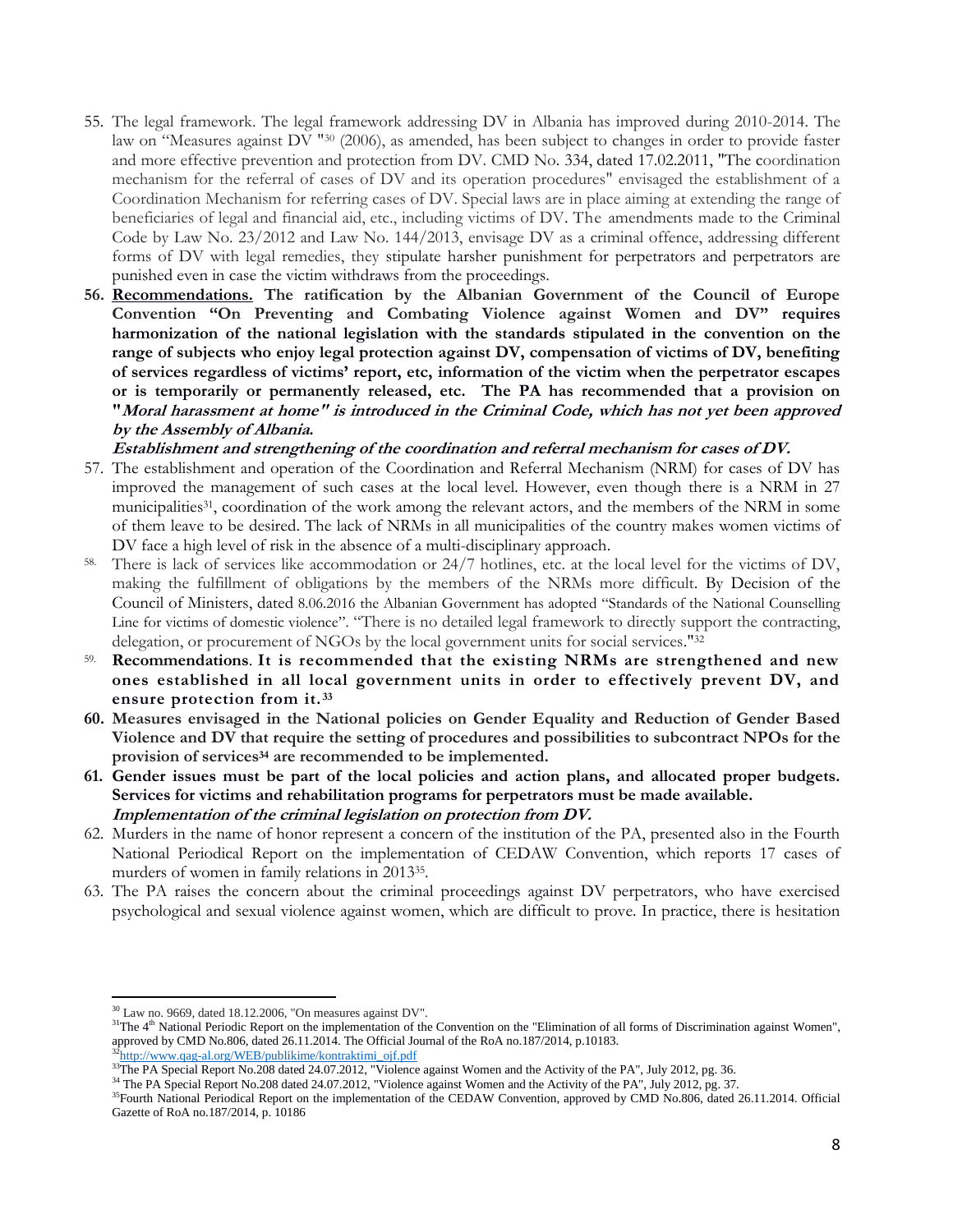55. The legal framework. The legal framework addressing DV in Albania has improved during 2010-2014. The law on "Measures against DV "[30] (2006), as amended, has been subject to changes in order to provide faster and more effective prevention and protection from DV. CMD No. 334, dated 17.02.2011, "The coordination mechanism for the referral of cases of DV and its operation procedures" envisaged the establishment of a Coordination Mechanism for referring cases of DV. Special laws are in place aiming at extending the range of beneficiaries of legal and financial aid, etc., including victims of DV. The amendments made to the Criminal Code by Law No. 23/2012 and Law No. 144/2013, envisage DV as a criminal offence, addressing different forms of DV with legal remedies, they stipulate harsher punishment for perpetrators and perpetrators are punished even in case the victim withdraws from the proceedings.

56. **__Recommendations.__ The ratification by the Albanian Government of the Council of Europe Convention "On Preventing and Combating Violence against Women and DV" requires harmonization of the national legislation with the standards stipulated in the convention on the range of subjects who enjoy legal protection against DV, compensation of victims of DV, benefiting of services regardless of victims' report, etc, information of the victim when the perpetrator escapes or is temporarily or permanently released, etc. The PA has recommended that a provision on "*Moral harassment at home" is introduced in the Criminal Code, which has not yet been approved by the Assembly of Albania.***

***Establishment and strengthening of the coordination and referral mechanism for cases of DV.***

57. The establishment and operation of the Coordination and Referral Mechanism (NRM) for cases of DV has improved the management of such cases at the local level. However, even though there is a NRM in 27 municipalities[31], coordination of the work among the relevant actors, and the members of the NRM in some of them leave to be desired. The lack of NRMs in all municipalities of the country makes women victims of DV face a high level of risk in the absence of a multi-disciplinary approach.

58. There is lack of services like accommodation or 24/7 hotlines, etc. at the local level for the victims of DV, making the fulfillment of obligations by the members of the NRMs more difficult. By Decision of the Council of Ministers, dated 8.06.2016 the Albanian Government has adopted "Standards of the National Counselling Line for victims of domestic violence". "There is no detailed legal framework to directly support the contracting, delegation, or procurement of NGOs by the local government units for social services."[32]

59. **Recommendations. It is recommended that the existing NRMs are strengthened and new ones established in all local government units in order to effectively prevent DV, and ensure protection from it.[33]**

60. **Measures envisaged in the National policies on Gender Equality and Reduction of Gender Based Violence and DV that require the setting of procedures and possibilities to subcontract NPOs for the provision of services[34] are recommended to be implemented.**

61. **Gender issues must be part of the local policies and action plans, and allocated proper budgets. Services for victims and rehabilitation programs for perpetrators must be made available.**

***Implementation of the criminal legislation on protection from DV.***

62. Murders in the name of honor represent a concern of the institution of the PA, presented also in the Fourth National Periodical Report on the implementation of CEDAW Convention, which reports 17 cases of murders of women in family relations in 2013[35].

63. The PA raises the concern about the criminal proceedings against DV perpetrators, who have exercised psychological and sexual violence against women, which are difficult to prove. In practice, there is hesitation

---

[30] Law no. 9669, dated 18.12.2006, "On measures against DV".

[31] The 4th National Periodic Report on the implementation of the Convention on the "Elimination of all forms of Discrimination against Women", approved by CMD No.806, dated 26.11.2014. The Official Journal of the RoA no.187/2014, p.10183.

[32] http://www.qag-al.org/WEB/publikime/kontraktimi_ojf.pdf

[33] The PA Special Report No.208 dated 24.07.2012, "Violence against Women and the Activity of the PA", July 2012, pg. 36.

[34] The PA Special Report No.208 dated 24.07.2012, "Violence against Women and the Activity of the PA", July 2012, pg. 37.

[35] Fourth National Periodical Report on the implementation of the CEDAW Convention, approved by CMD No.806, dated 26.11.2014. Official Gazette of RoA no.187/2014, p. 10186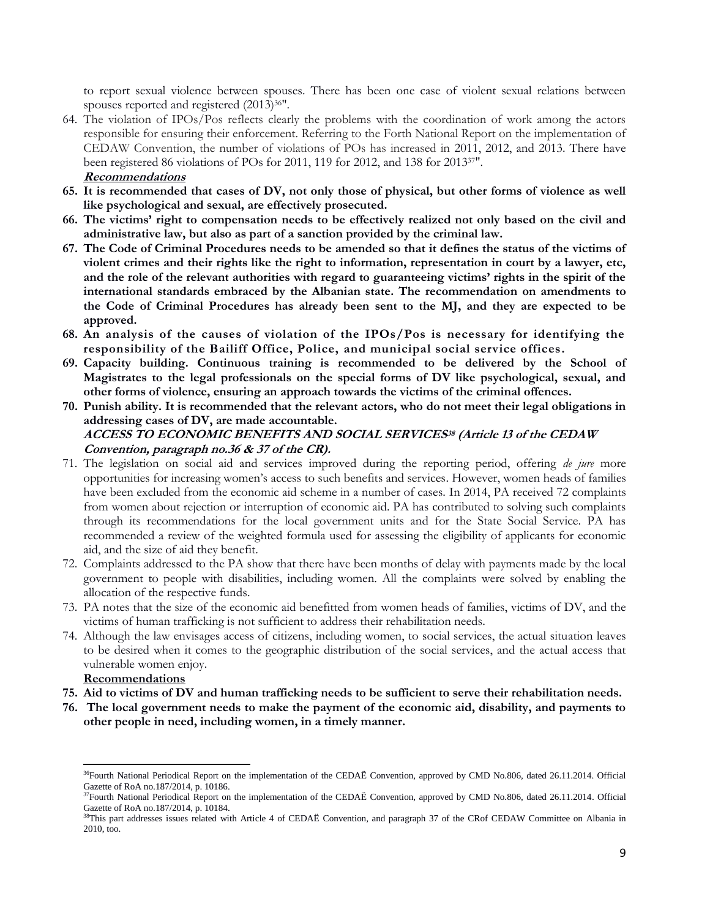to report sexual violence between spouses. There has been one case of violent sexual relations between spouses reported and registered (2013)[36]".

64. The violation of IPOs/Pos reflects clearly the problems with the coordination of work among the actors responsible for ensuring their enforcement. Referring to the Forth National Report on the implementation of CEDAW Convention, the number of violations of POs has increased in 2011, 2012, and 2013. There have been registered 86 violations of POs for 2011, 119 for 2012, and 138 for 2013[37]".

***Recommendations***

**65. It is recommended that cases of DV, not only those of physical, but other forms of violence as well like psychological and sexual, are effectively prosecuted.**

**66. The victims' right to compensation needs to be effectively realized not only based on the civil and administrative law, but also as part of a sanction provided by the criminal law.**

**67. The Code of Criminal Procedures needs to be amended so that it defines the status of the victims of violent crimes and their rights like the right to information, representation in court by a lawyer, etc, and the role of the relevant authorities with regard to guaranteeing victims' rights in the spirit of the international standards embraced by the Albanian state. The recommendation on amendments to the Code of Criminal Procedures has already been sent to the MJ, and they are expected to be approved.**

**68. An analysis of the causes of violation of the IPOs/Pos is necessary for identifying the responsibility of the Bailiff Office, Police, and municipal social service offices.**

**69. Capacity building. Continuous training is recommended to be delivered by the School of Magistrates to the legal professionals on the special forms of DV like psychological, sexual, and other forms of violence, ensuring an approach towards the victims of the criminal offences.**

**70. Punish ability. It is recommended that the relevant actors, who do not meet their legal obligations in addressing cases of DV, are made accountable.**

***ACCESS TO ECONOMIC BENEFITS AND SOCIAL SERVICES[38] (Article 13 of the CEDAW Convention, paragraph no.36 & 37 of the CR).***

71. The legislation on social aid and services improved during the reporting period, offering *de jure* more opportunities for increasing women's access to such benefits and services. However, women heads of families have been excluded from the economic aid scheme in a number of cases. In 2014, PA received 72 complaints from women about rejection or interruption of economic aid. PA has contributed to solving such complaints through its recommendations for the local government units and for the State Social Service. PA has recommended a review of the weighted formula used for assessing the eligibility of applicants for economic aid, and the size of aid they benefit.

72. Complaints addressed to the PA show that there have been months of delay with payments made by the local government to people with disabilities, including women. All the complaints were solved by enabling the allocation of the respective funds.

73. PA notes that the size of the economic aid benefitted from women heads of families, victims of DV, and the victims of human trafficking is not sufficient to address their rehabilitation needs.

74. Although the law envisages access of citizens, including women, to social services, the actual situation leaves to be desired when it comes to the geographic distribution of the social services, and the actual access that vulnerable women enjoy.

**Recommendations**

**75. Aid to victims of DV and human trafficking needs to be sufficient to serve their rehabilitation needs.**

**76. The local government needs to make the payment of the economic aid, disability, and payments to other people in need, including women, in a timely manner.**

---

[36] Fourth National Periodical Report on the implementation of the CEDAË Convention, approved by CMD No.806, dated 26.11.2014. Official Gazette of RoA no.187/2014, p. 10186.

[37] Fourth National Periodical Report on the implementation of the CEDAË Convention, approved by CMD No.806, dated 26.11.2014. Official Gazette of RoA no.187/2014, p. 10184.

[38] This part addresses issues related with Article 4 of CEDAË Convention, and paragraph 37 of the CRof CEDAW Committee on Albania in 2010, too.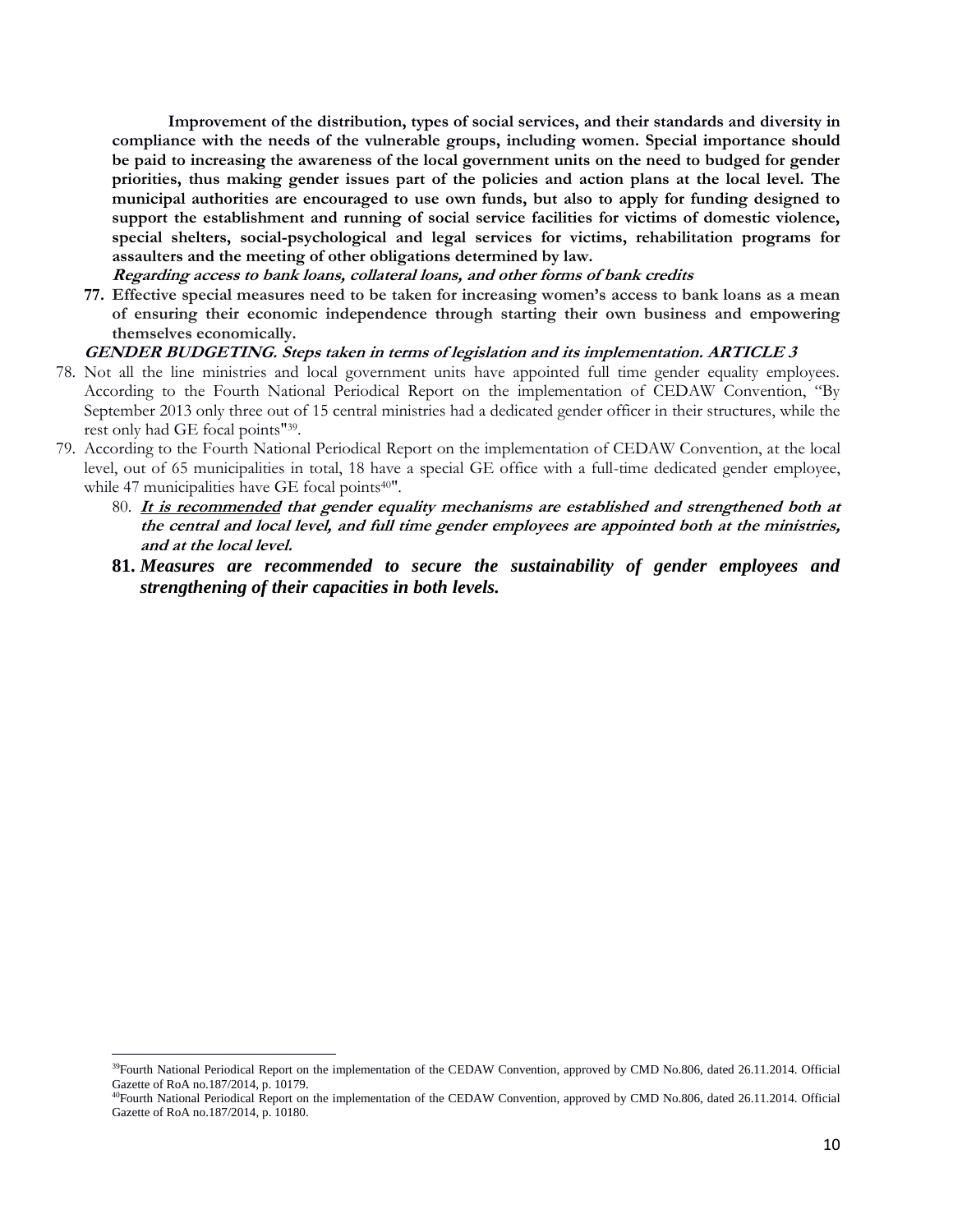**Improvement of the distribution, types of social services, and their standards and diversity in compliance with the needs of the vulnerable groups, including women. Special importance should be paid to increasing the awareness of the local government units on the need to budged for gender priorities, thus making gender issues part of the policies and action plans at the local level. The municipal authorities are encouraged to use own funds, but also to apply for funding designed to support the establishment and running of social service facilities for victims of domestic violence, special shelters, social-psychological and legal services for victims, rehabilitation programs for assaulters and the meeting of other obligations determined by law.**

***Regarding access to bank loans, collateral loans, and other forms of bank credits***

**77. Effective special measures need to be taken for increasing women's access to bank loans as a mean of ensuring their economic independence through starting their own business and empowering themselves economically.**

***GENDER BUDGETING. Steps taken in terms of legislation and its implementation. ARTICLE 3***

78. Not all the line ministries and local government units have appointed full time gender equality employees. According to the Fourth National Periodical Report on the implementation of CEDAW Convention, "By September 2013 only three out of 15 central ministries had a dedicated gender officer in their structures, while the rest only had GE focal points"[39].

79. According to the Fourth National Periodical Report on the implementation of CEDAW Convention, at the local level, out of 65 municipalities in total, 18 have a special GE office with a full-time dedicated gender employee, while 47 municipalities have GE focal points[40]".

80. ***It is recommended that gender equality mechanisms are established and strengthened both at the central and local level, and full time gender employees are appointed both at the ministries, and at the local level.***

**81. *Measures are recommended to secure the sustainability of gender employees and strengthening of their capacities in both levels.***

---

[39]Fourth National Periodical Report on the implementation of the CEDAW Convention, approved by CMD No.806, dated 26.11.2014. Official Gazette of RoA no.187/2014, p. 10179.

[40]Fourth National Periodical Report on the implementation of the CEDAW Convention, approved by CMD No.806, dated 26.11.2014. Official Gazette of RoA no.187/2014, p. 10180.